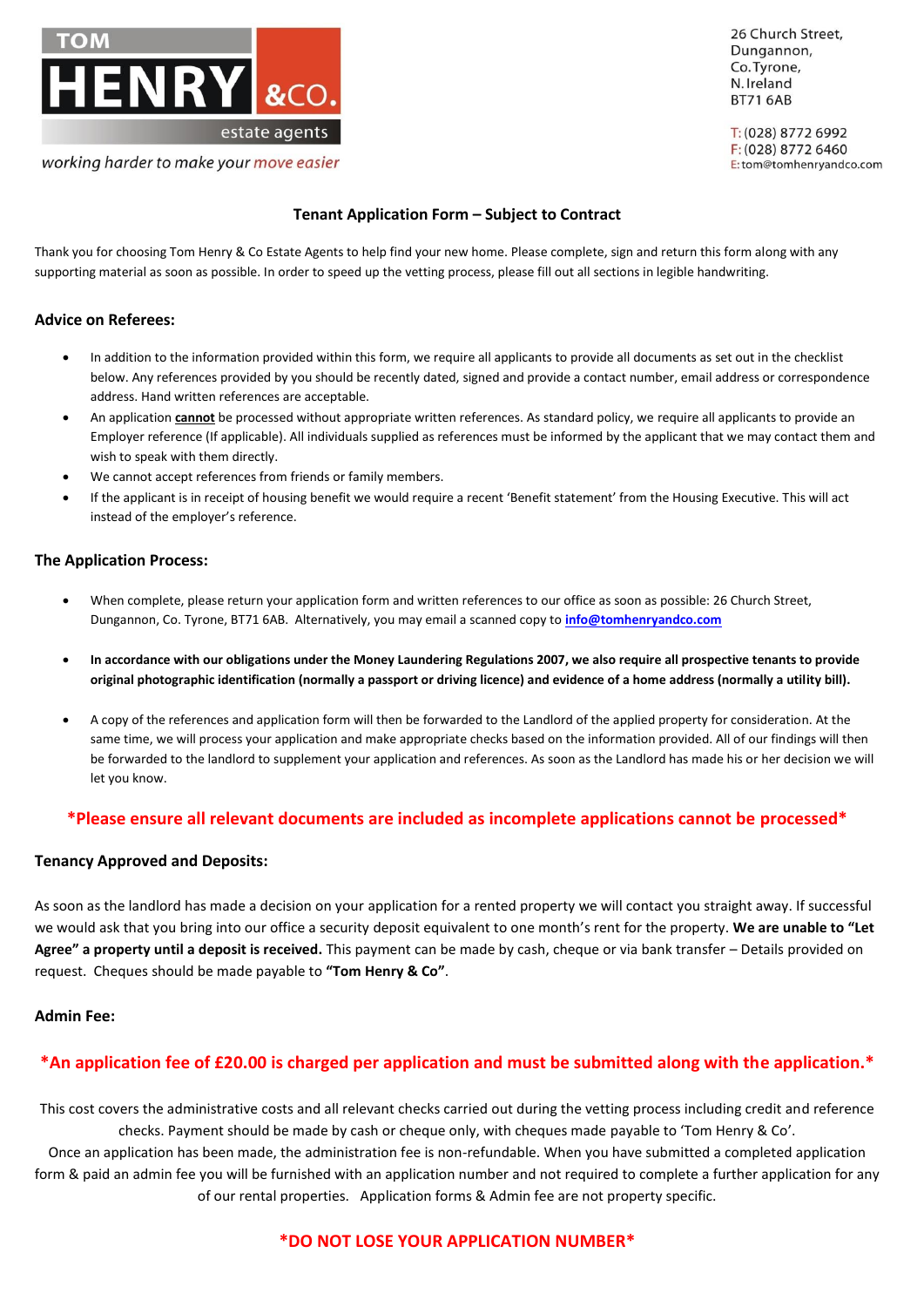TOM HENRY &CO. estate agents

*working harder to make your move easier*

26 Church Street,
Dungannon,
Co.Tyrone,
N.Ireland
BT71 6AB

T: (028) 8772 6992
F: (028) 8772 6460
E: tom@tomhenryandco.com

## Tenant Application Form – Subject to Contract

Thank you for choosing Tom Henry & Co Estate Agents to help find your new home. Please complete, sign and return this form along with any supporting material as soon as possible. In order to speed up the vetting process, please fill out all sections in legible handwriting.

### Advice on Referees:

- In addition to the information provided within this form, we require all applicants to provide all documents as set out in the checklist below. Any references provided by you should be recently dated, signed and provide a contact number, email address or correspondence address. Hand written references are acceptable.
- An application **cannot** be processed without appropriate written references. As standard policy, we require all applicants to provide an Employer reference (If applicable). All individuals supplied as references must be informed by the applicant that we may contact them and wish to speak with them directly.
- We cannot accept references from friends or family members.
- If the applicant is in receipt of housing benefit we would require a recent 'Benefit statement' from the Housing Executive. This will act instead of the employer's reference.

### The Application Process:

- When complete, please return your application form and written references to our office as soon as possible: 26 Church Street, Dungannon, Co. Tyrone, BT71 6AB. Alternatively, you may email a scanned copy to **info@tomhenryandco.com**
- **In accordance with our obligations under the Money Laundering Regulations 2007, we also require all prospective tenants to provide original photographic identification (normally a passport or driving licence) and evidence of a home address (normally a utility bill).**
- A copy of the references and application form will then be forwarded to the Landlord of the applied property for consideration. At the same time, we will process your application and make appropriate checks based on the information provided. All of our findings will then be forwarded to the landlord to supplement your application and references. As soon as the Landlord has made his or her decision we will let you know.

**\*Please ensure all relevant documents are included as incomplete applications cannot be processed\***

### Tenancy Approved and Deposits:

As soon as the landlord has made a decision on your application for a rented property we will contact you straight away. If successful we would ask that you bring into our office a security deposit equivalent to one month's rent for the property. **We are unable to "Let Agree" a property until a deposit is received.** This payment can be made by cash, cheque or via bank transfer – Details provided on request. Cheques should be made payable to **"Tom Henry & Co"**.

### Admin Fee:

**\*An application fee of £20.00 is charged per application and must be submitted along with the application.\***

This cost covers the administrative costs and all relevant checks carried out during the vetting process including credit and reference checks. Payment should be made by cash or cheque only, with cheques made payable to 'Tom Henry & Co'.
Once an application has been made, the administration fee is non-refundable. When you have submitted a completed application form & paid an admin fee you will be furnished with an application number and not required to complete a further application for any of our rental properties. Application forms & Admin fee are not property specific.

**\*DO NOT LOSE YOUR APPLICATION NUMBER\***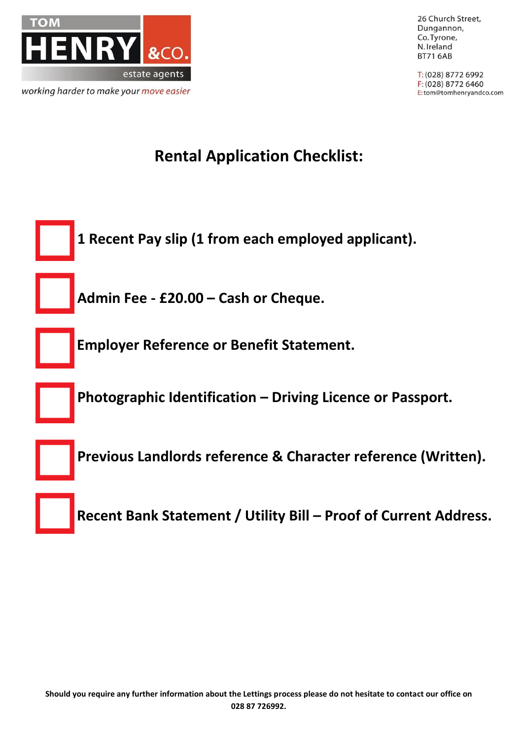TOM HENRY &CO. estate agents

*working harder to make your move easier*

26 Church Street,
Dungannon,
Co. Tyrone,
N. Ireland
BT71 6AB

T: (028) 8772 6992
F: (028) 8772 6460
E: tom@tomhenryandco.com

# Rental Application Checklist:

- [ ] **1 Recent Pay slip (1 from each employed applicant).**
- [ ] **Admin Fee - £20.00 – Cash or Cheque.**
- [ ] **Employer Reference or Benefit Statement.**
- [ ] **Photographic Identification – Driving Licence or Passport.**
- [ ] **Previous Landlords reference & Character reference (Written).**
- [ ] **Recent Bank Statement / Utility Bill – Proof of Current Address.**

**Should you require any further information about the Lettings process please do not hesitate to contact our office on 028 87 726992.**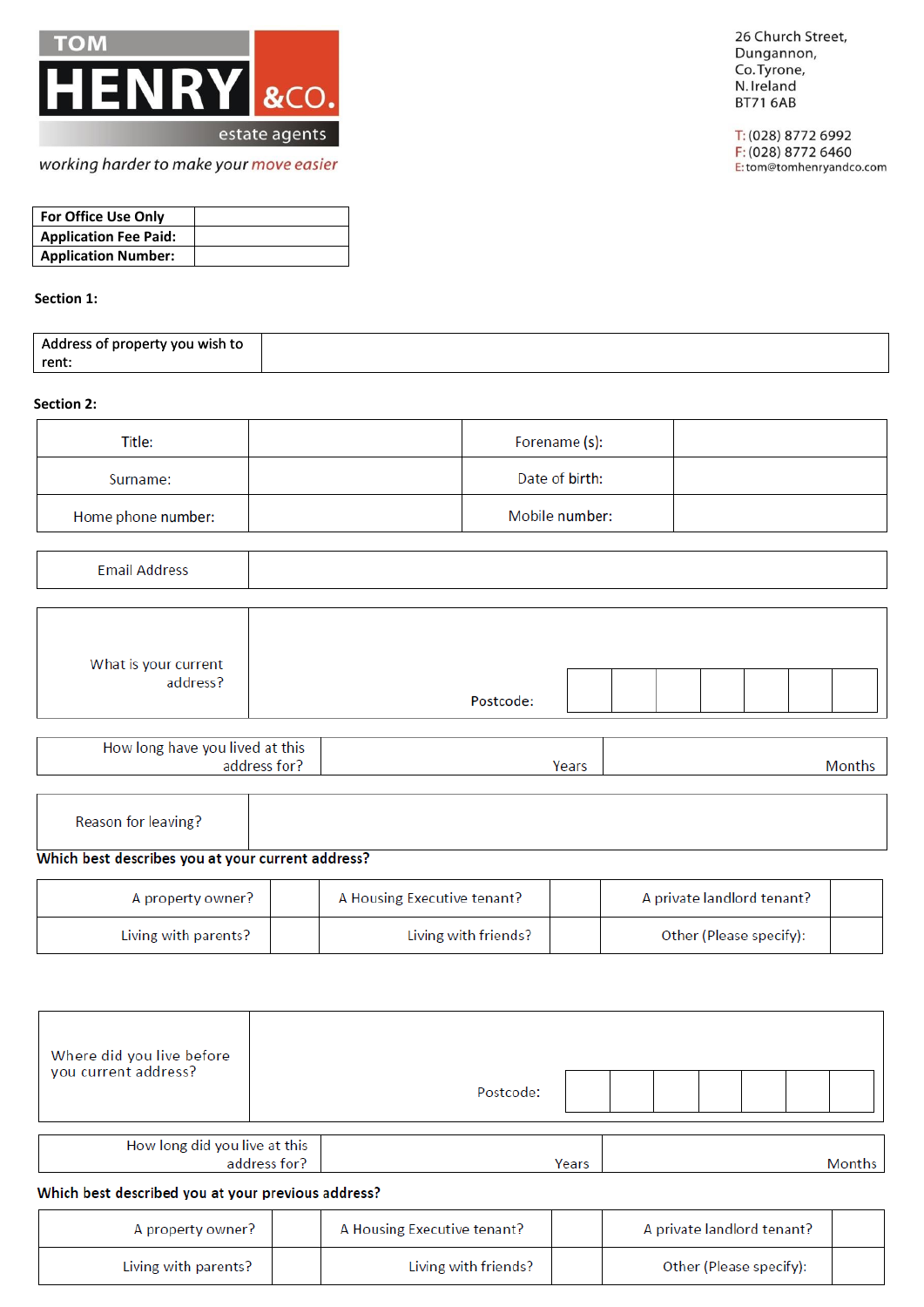TOM HENRY &CO. estate agents

*working harder to make your move easier*

26 Church Street,
Dungannon,
Co. Tyrone,
N. Ireland
BT71 6AB

T: (028) 8772 6992
F: (028) 8772 6460
E: tom@tomhenryandco.com

| For Office Use Only | |
|---|---|
| Application Fee Paid: | |
| Application Number: | |

**Section 1:**

| Address of property you wish to rent: | |
|---|---|

**Section 2:**

| Title: | | Forename (s): | |
|---|---|---|---|
| Surname: | | Date of birth: | |
| Home phone number: | | Mobile number: | |

| Email Address | |
|---|---|

| What is your current address? | Postcode: |
|---|---|

| How long have you lived at this address for? | Years | Months |
|---|---|---|

| Reason for leaving? | |
|---|---|

**Which best describes you at your current address?**

| A property owner? | | A Housing Executive tenant? | | A private landlord tenant? | |
|---|---|---|---|---|---|
| Living with parents? | | Living with friends? | | Other (Please specify): | |

| Where did you live before you current address? | Postcode: |
|---|---|

| How long did you live at this address for? | Years | Months |
|---|---|---|

**Which best described you at your previous address?**

| A property owner? | | A Housing Executive tenant? | | A private landlord tenant? | |
|---|---|---|---|---|---|
| Living with parents? | | Living with friends? | | Other (Please specify): | |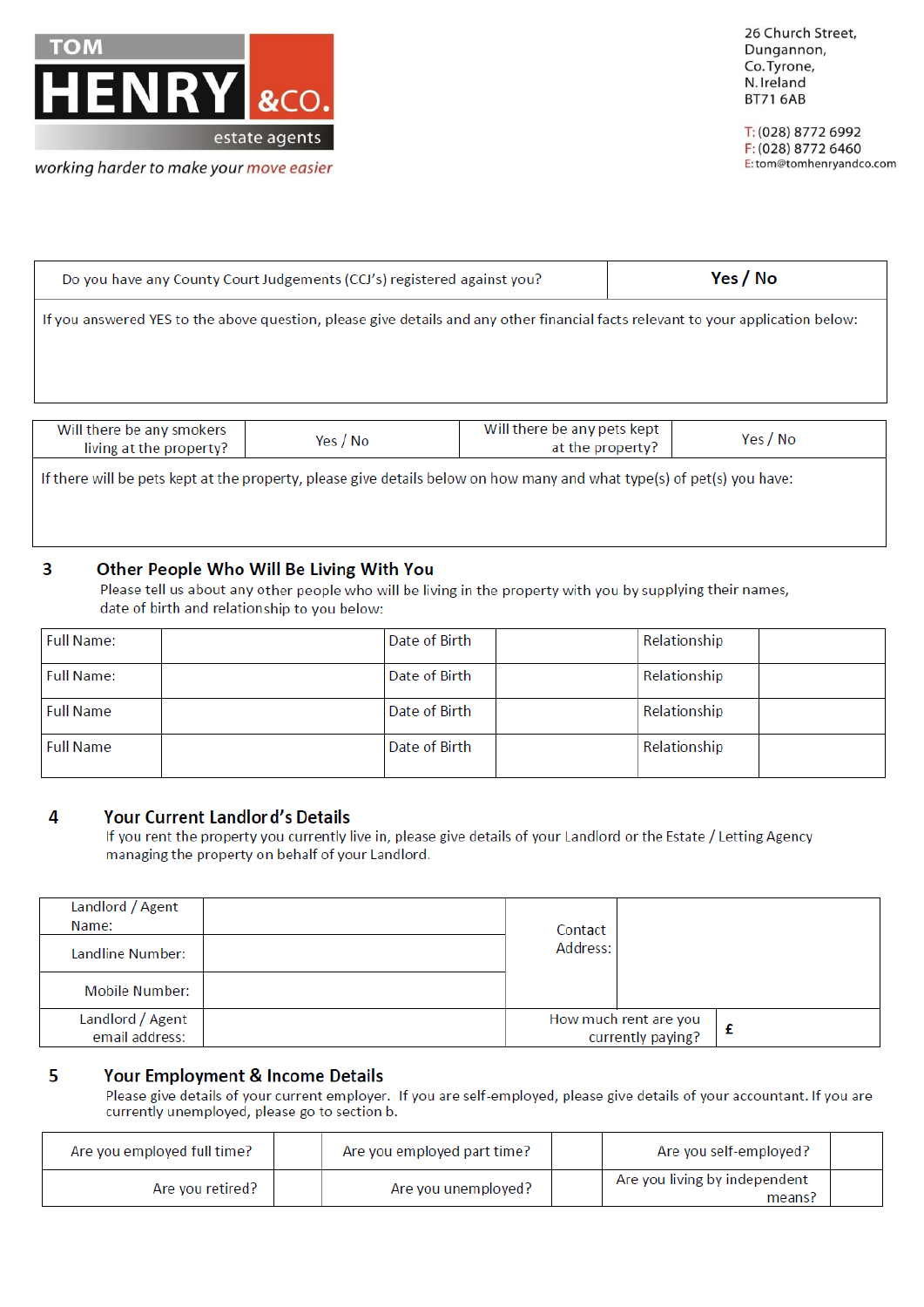**TOM HENRY &CO.** estate agents

*working harder to make your move easier*

26 Church Street,
Dungannon,
Co.Tyrone,
N.Ireland
BT71 6AB

T: (028) 8772 6992
F: (028) 8772 6460
E: tom@tomhenryandco.com

| Do you have any County Court Judgements (CCJ's) registered against you? | **Yes / No** |
|---|---|
| If you answered YES to the above question, please give details and any other financial facts relevant to your application below: | |

| Will there be any smokers living at the property? | Yes / No | Will there be any pets kept at the property? | Yes / No |
|---|---|---|---|
| If there will be pets kept at the property, please give details below on how many and what type(s) of pet(s) you have: | | | |

## 3 Other People Who Will Be Living With You

Please tell us about any other people who will be living in the property with you by supplying their names, date of birth and relationship to you below:

| Full Name: | | Date of Birth | | Relationship | |
|---|---|---|---|---|---|
| Full Name: | | Date of Birth | | Relationship | |
| Full Name | | Date of Birth | | Relationship | |
| Full Name | | Date of Birth | | Relationship | |

## 4 Your Current Landlord's Details

If you rent the property you currently live in, please give details of your Landlord or the Estate / Letting Agency managing the property on behalf of your Landlord.

| Landlord / Agent Name: | | Contact Address: | | |
|---|---|---|---|---|
| Landline Number: | | | | |
| Mobile Number: | | | | |
| Landlord / Agent email address: | | How much rent are you currently paying? | £ | |

## 5 Your Employment & Income Details

Please give details of your current employer. If you are self-employed, please give details of your accountant. If you are currently unemployed, please go to section b.

| Are you employed full time? | | Are you employed part time? | | Are you self-employed? | |
|---|---|---|---|---|---|
| Are you retired? | | Are you unemployed? | | Are you living by independent means? | |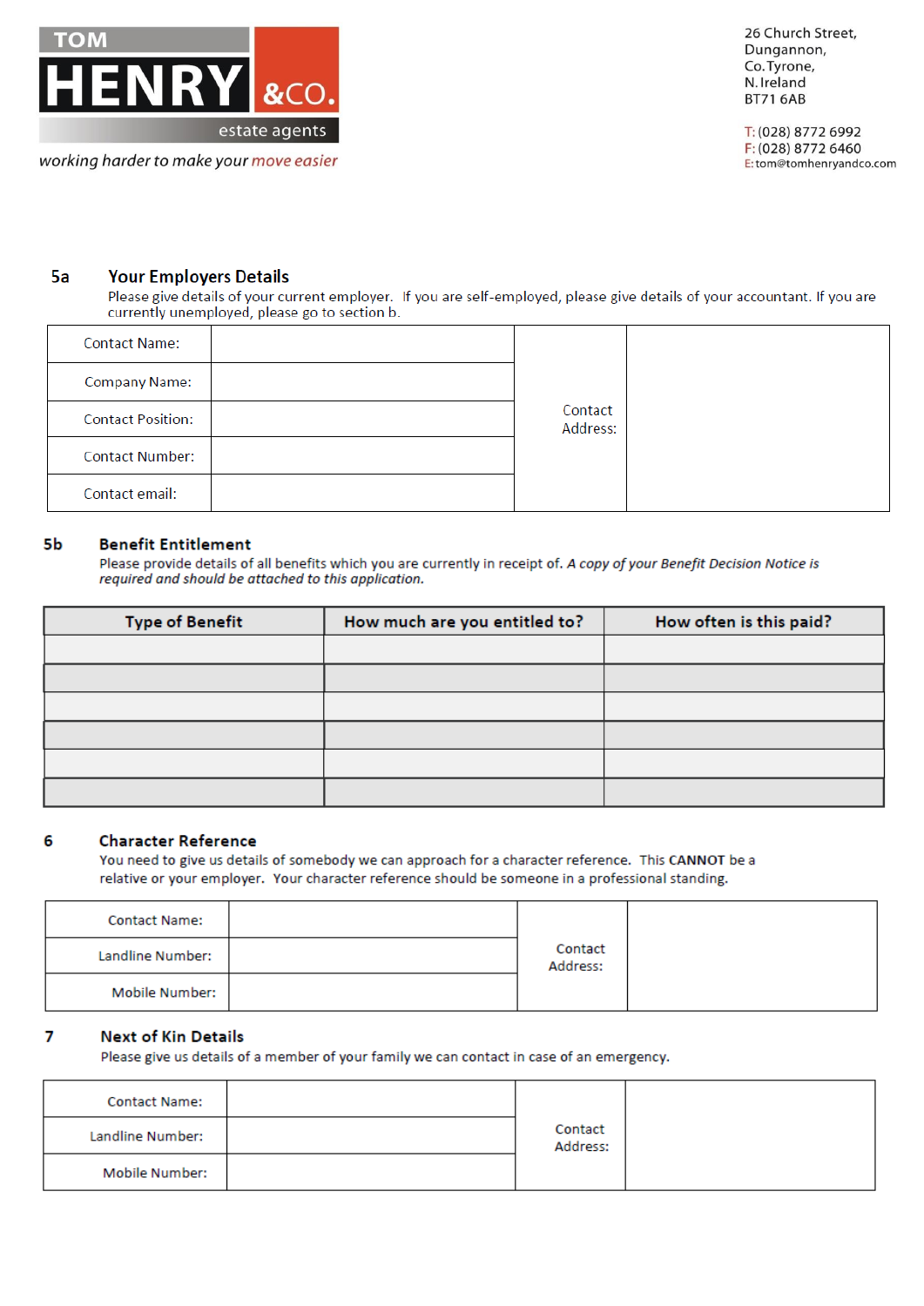**TOM HENRY &CO.** estate agents

*working harder to make your move easier*

26 Church Street,
Dungannon,
Co.Tyrone,
N.Ireland
BT71 6AB

T: (028) 8772 6992
F: (028) 8772 6460
E: tom@tomhenryandco.com

## 5a Your Employers Details

Please give details of your current employer. If you are self-employed, please give details of your accountant. If you are currently unemployed, please go to section b.

| | | | |
|---|---|---|---|
| Contact Name: | | Contact Address: | |
| Company Name: | | | |
| Contact Position: | | | |
| Contact Number: | | | |
| Contact email: | | | |

## 5b Benefit Entitlement

Please provide details of all benefits which you are currently in receipt of. ***A copy of your Benefit Decision Notice is required and should be attached to this application.***

| Type of Benefit | How much are you entitled to? | How often is this paid? |
|---|---|---|
| | | |
| | | |
| | | |
| | | |
| | | |
| | | |

## 6 Character Reference

You need to give us details of somebody we can approach for a character reference. This **CANNOT** be a relative or your employer. Your character reference should be someone in a professional standing.

| | | | |
|---|---|---|---|
| Contact Name: | | Contact Address: | |
| Landline Number: | | | |
| Mobile Number: | | | |

## 7 Next of Kin Details

Please give us details of a member of your family we can contact in case of an emergency.

| | | | |
|---|---|---|---|
| Contact Name: | | Contact Address: | |
| Landline Number: | | | |
| Mobile Number: | | | |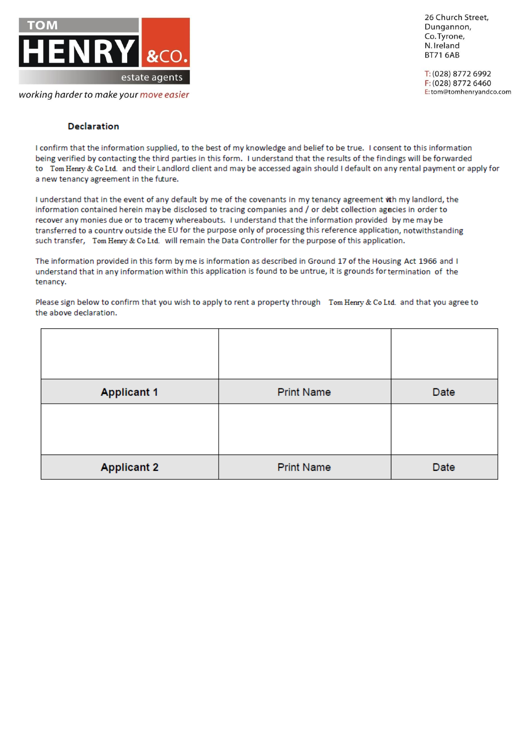TOM HENRY &CO. estate agents

*working harder to make your move easier*

26 Church Street,
Dungannon,
Co.Tyrone,
N.Ireland
BT71 6AB

T: (028) 8772 6992
F: (028) 8772 6460
E: tom@tomhenryandco.com

**Declaration**

I confirm that the information supplied, to the best of my knowledge and belief to be true. I consent to this information being verified by contacting the third parties in this form. I understand that the results of the findings will be forwarded to Tom Henry & Co Ltd. and their Landlord client and may be accessed again should I default on any rental payment or apply for a new tenancy agreement in the future.

I understand that in the event of any default by me of the covenants in my tenancy agreement ith my landlord, the information contained herein may be disclosed to tracing companies and / or debt collection agecies in order to recover any monies due or to tracemy whereabouts. I understand that the information provided by me may be transferred to a country outside the EU for the purpose only of processing this reference application, notwithstanding such transfer, Tom Henry & Co Ltd. will remain the Data Controller for the purpose of this application.

The information provided in this form by me is information as described in Ground 17 of the Housing Act 1966 and I understand that in any information within this application is found to be untrue, it is grounds for termination of the tenancy.

Please sign below to confirm that you wish to apply to rent a property through Tom Henry & Co Ltd. and that you agree to the above declaration.

| | | |
|---|---|---|
| | | |
| **Applicant 1** | Print Name | Date |
| | | |
| **Applicant 2** | Print Name | Date |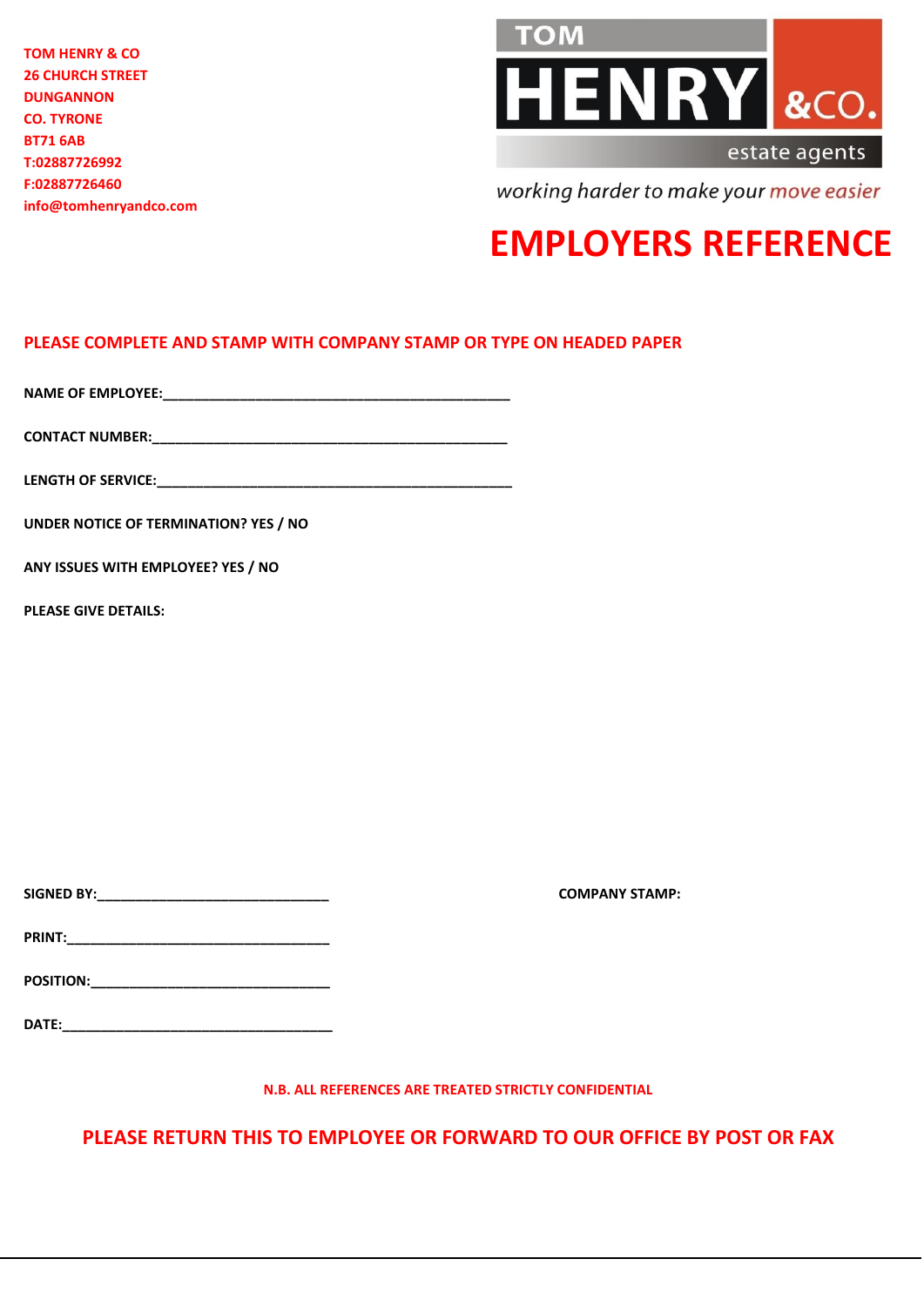TOM HENRY & CO
26 CHURCH STREET
DUNGANNON
CO. TYRONE
BT71 6AB
T:02887726992
F:02887726460
info@tomhenryandco.com

TOM HENRY &CO. estate agents

*working harder to make your move easier*

# EMPLOYERS REFERENCE

**PLEASE COMPLETE AND STAMP WITH COMPANY STAMP OR TYPE ON HEADED PAPER**

**NAME OF EMPLOYEE:**_______________________________________________

**CONTACT NUMBER:**________________________________________________

**LENGTH OF SERVICE:**______________________________________________

**UNDER NOTICE OF TERMINATION? YES / NO**

**ANY ISSUES WITH EMPLOYEE? YES / NO**

**PLEASE GIVE DETAILS:**

**SIGNED BY:**_______________________________ **COMPANY STAMP:**

**PRINT:**___________________________________

**POSITION:**________________________________

**DATE:**____________________________________

**N.B. ALL REFERENCES ARE TREATED STRICTLY CONFIDENTIAL**

**PLEASE RETURN THIS TO EMPLOYEE OR FORWARD TO OUR OFFICE BY POST OR FAX**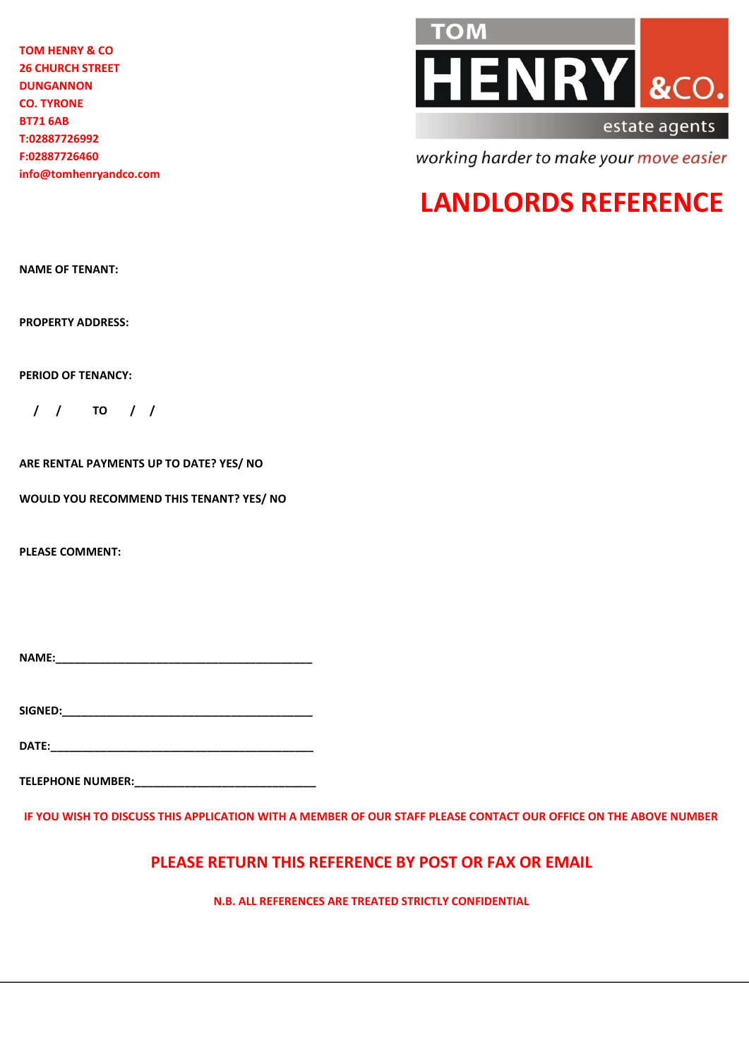TOM HENRY & CO
26 CHURCH STREET
DUNGANNON
CO. TYRONE
BT71 6AB
T:02887726992
F:02887726460
info@tomhenryandco.com

TOM HENRY &CO. estate agents

*working harder to make your move easier*

# LANDLORDS REFERENCE

**NAME OF TENANT:**

**PROPERTY ADDRESS:**

**PERIOD OF TENANCY:**

**/ / TO / /**

**ARE RENTAL PAYMENTS UP TO DATE? YES/ NO**

**WOULD YOU RECOMMEND THIS TENANT? YES/ NO**

**PLEASE COMMENT:**

**NAME:**___________________________________________

**SIGNED:**__________________________________________

**DATE:**____________________________________________

**TELEPHONE NUMBER:**_____________________________

**IF YOU WISH TO DISCUSS THIS APPLICATION WITH A MEMBER OF OUR STAFF PLEASE CONTACT OUR OFFICE ON THE ABOVE NUMBER**

**PLEASE RETURN THIS REFERENCE BY POST OR FAX OR EMAIL**

**N.B. ALL REFERENCES ARE TREATED STRICTLY CONFIDENTIAL**